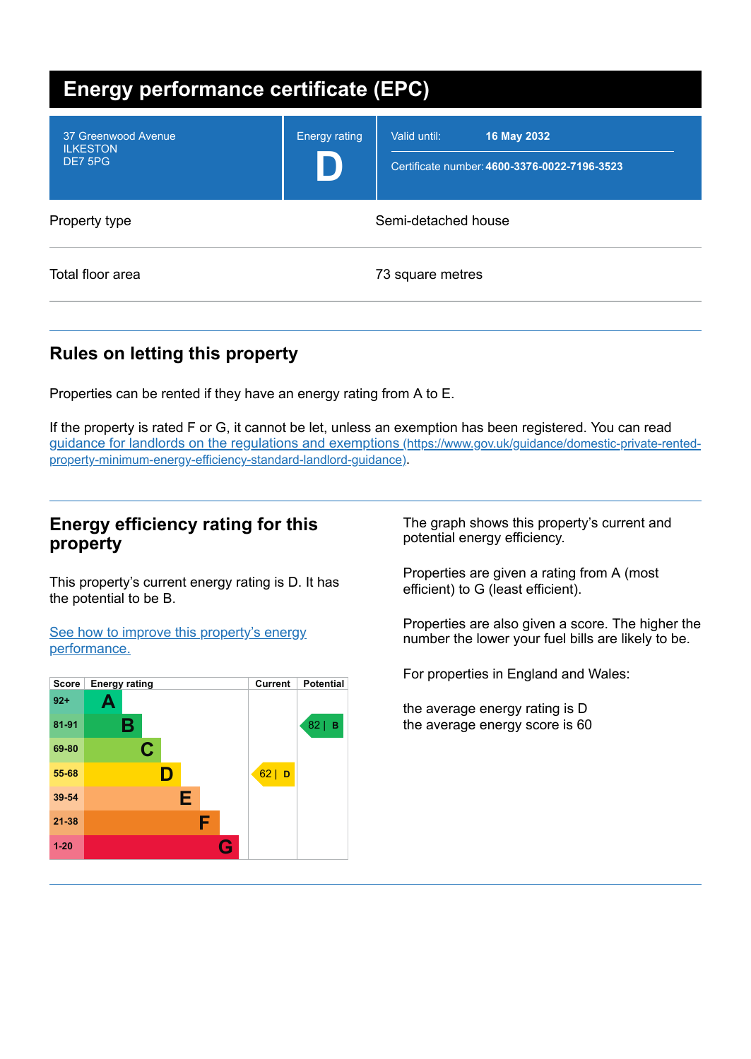# Energy performance certificate (EPC)

| | | |
|---|---|---|
| 37 Greenwood Avenue<br>ILKESTON<br>DE7 5PG | Energy rating<br>**D** | Valid until: **16 May 2032**<br>Certificate number: **4600-3376-0022-7196-3523** |

| | |
|---|---|
| Property type | Semi-detached house |
| Total floor area | 73 square metres |

## Rules on letting this property

Properties can be rented if they have an energy rating from A to E.

If the property is rated F or G, it cannot be let, unless an exemption has been registered. You can read [guidance for landlords on the regulations and exemptions (https://www.gov.uk/guidance/domestic-private-rented-property-minimum-energy-efficiency-standard-landlord-guidance)](https://www.gov.uk/guidance/domestic-private-rented-property-minimum-energy-efficiency-standard-landlord-guidance).

## Energy efficiency rating for this property

This property's current energy rating is D. It has the potential to be B.

[See how to improve this property's energy performance.]()

| Score | Energy rating | Current | Potential |
|---|---|---|---|
| 92+ | A | | |
| 81-91 | B | | 82 \| B |
| 69-80 | C | | |
| 55-68 | D | 62 \| D | |
| 39-54 | E | | |
| 21-38 | F | | |
| 1-20 | G | | |

The graph shows this property's current and potential energy efficiency.

Properties are given a rating from A (most efficient) to G (least efficient).

Properties are also given a score. The higher the number the lower your fuel bills are likely to be.

For properties in England and Wales:

the average energy rating is D
the average energy score is 60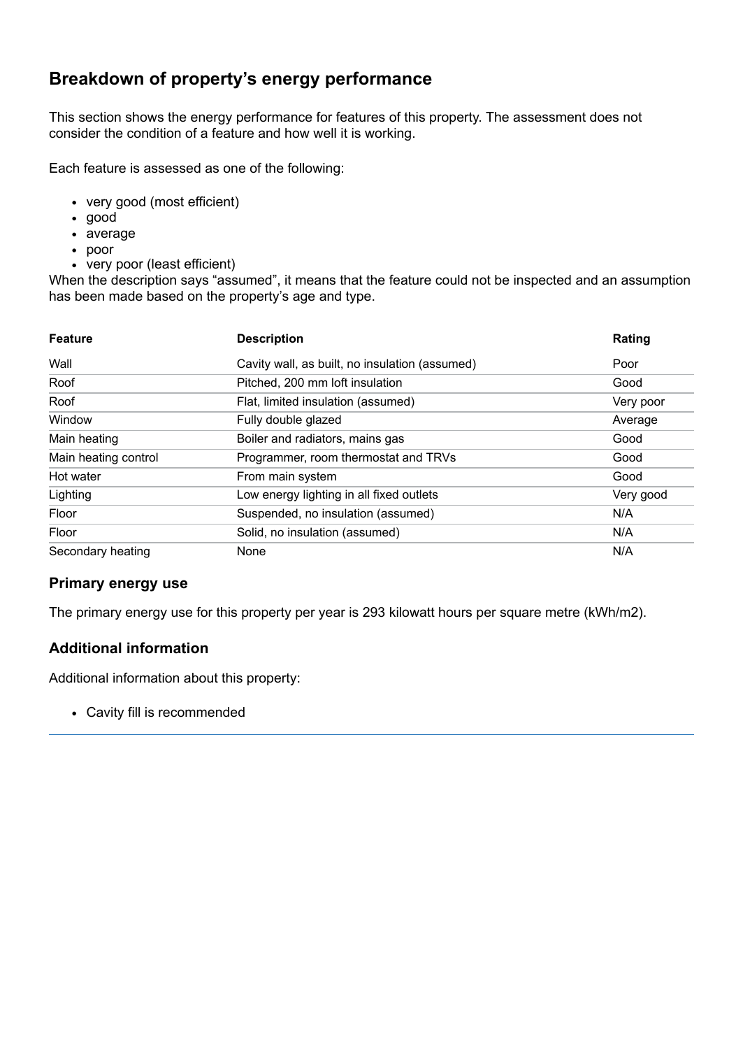## Breakdown of property's energy performance

This section shows the energy performance for features of this property. The assessment does not consider the condition of a feature and how well it is working.

Each feature is assessed as one of the following:

- very good (most efficient)
- good
- average
- poor
- very poor (least efficient)

When the description says "assumed", it means that the feature could not be inspected and an assumption has been made based on the property's age and type.

| Feature | Description | Rating |
|---|---|---|
| Wall | Cavity wall, as built, no insulation (assumed) | Poor |
| Roof | Pitched, 200 mm loft insulation | Good |
| Roof | Flat, limited insulation (assumed) | Very poor |
| Window | Fully double glazed | Average |
| Main heating | Boiler and radiators, mains gas | Good |
| Main heating control | Programmer, room thermostat and TRVs | Good |
| Hot water | From main system | Good |
| Lighting | Low energy lighting in all fixed outlets | Very good |
| Floor | Suspended, no insulation (assumed) | N/A |
| Floor | Solid, no insulation (assumed) | N/A |
| Secondary heating | None | N/A |

### Primary energy use

The primary energy use for this property per year is 293 kilowatt hours per square metre (kWh/m2).

### Additional information

Additional information about this property:

- Cavity fill is recommended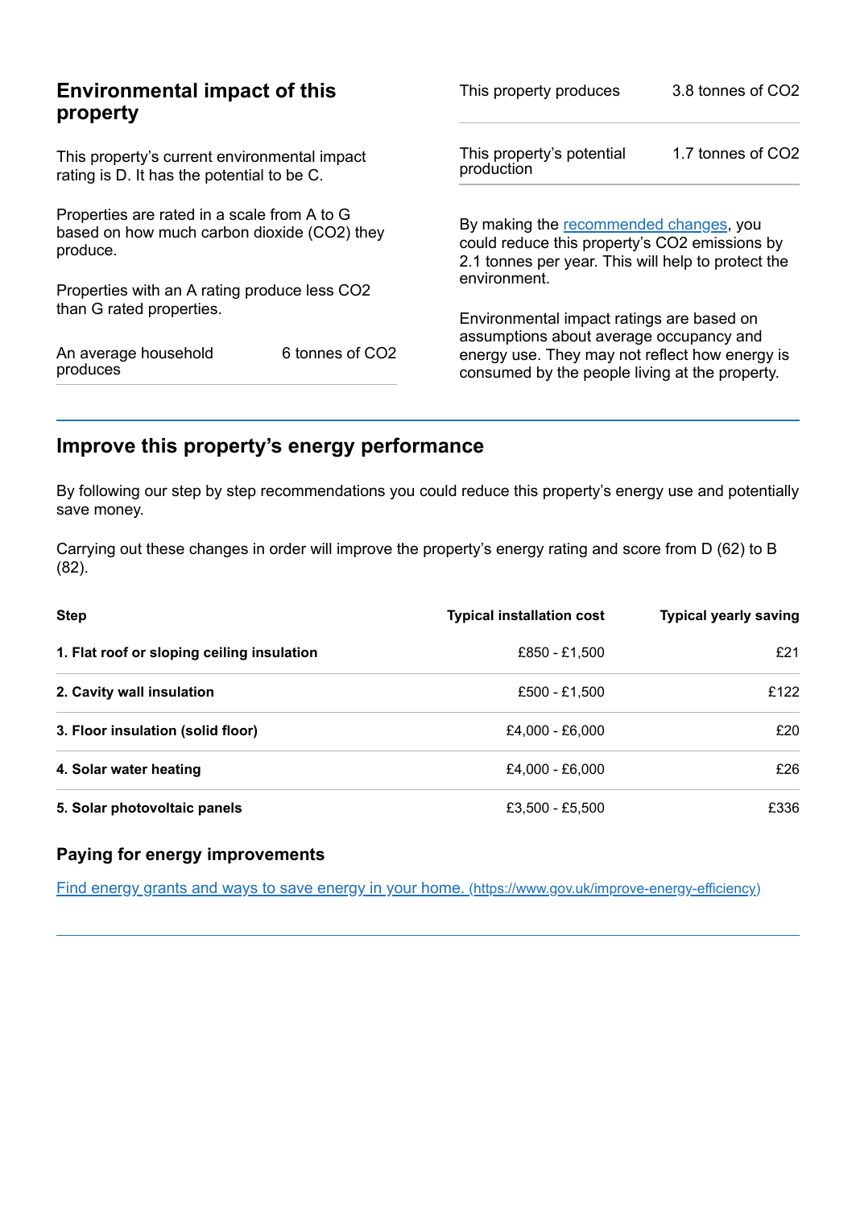## Environmental impact of this property

This property's current environmental impact rating is D. It has the potential to be C.

Properties are rated in a scale from A to G based on how much carbon dioxide ($CO_2$) they produce.

Properties with an A rating produce less $CO_2$ than G rated properties.

| | |
|---|---|
| An average household produces | 6 tonnes of $CO_2$ |

| | |
|---|---|
| This property produces | 3.8 tonnes of $CO_2$ |
| This property's potential production | 1.7 tonnes of $CO_2$ |

By making the recommended changes, you could reduce this property's $CO_2$ emissions by 2.1 tonnes per year. This will help to protect the environment.

Environmental impact ratings are based on assumptions about average occupancy and energy use. They may not reflect how energy is consumed by the people living at the property.

## Improve this property's energy performance

By following our step by step recommendations you could reduce this property's energy use and potentially save money.

Carrying out these changes in order will improve the property's energy rating and score from D (62) to B (82).

| Step | Typical installation cost | Typical yearly saving |
|---|---|---|
| **1. Flat roof or sloping ceiling insulation** | £850 - £1,500 | £21 |
| **2. Cavity wall insulation** | £500 - £1,500 | £122 |
| **3. Floor insulation (solid floor)** | £4,000 - £6,000 | £20 |
| **4. Solar water heating** | £4,000 - £6,000 | £26 |
| **5. Solar photovoltaic panels** | £3,500 - £5,500 | £336 |

### Paying for energy improvements

[Find energy grants and ways to save energy in your home. (https://www.gov.uk/improve-energy-efficiency)](https://www.gov.uk/improve-energy-efficiency)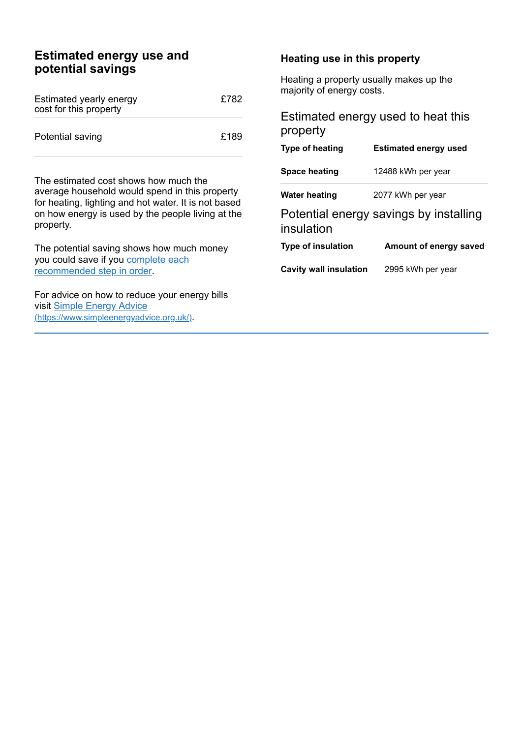## Estimated energy use and potential savings

| | |
|---|---|
| Estimated yearly energy cost for this property | £782 |
| Potential saving | £189 |

The estimated cost shows how much the average household would spend in this property for heating, lighting and hot water. It is not based on how energy is used by the people living at the property.

The potential saving shows how much money you could save if you [complete each recommended step in order](#).

For advice on how to reduce your energy bills visit [Simple Energy Advice (https://www.simpleenergyadvice.org.uk/)](https://www.simpleenergyadvice.org.uk/).

### Heating use in this property

Heating a property usually makes up the majority of energy costs.

### Estimated energy used to heat this property

| Type of heating | Estimated energy used |
|---|---|
| Space heating | 12488 kWh per year |
| Water heating | 2077 kWh per year |

### Potential energy savings by installing insulation

| Type of insulation | Amount of energy saved |
|---|---|
| Cavity wall insulation | 2995 kWh per year |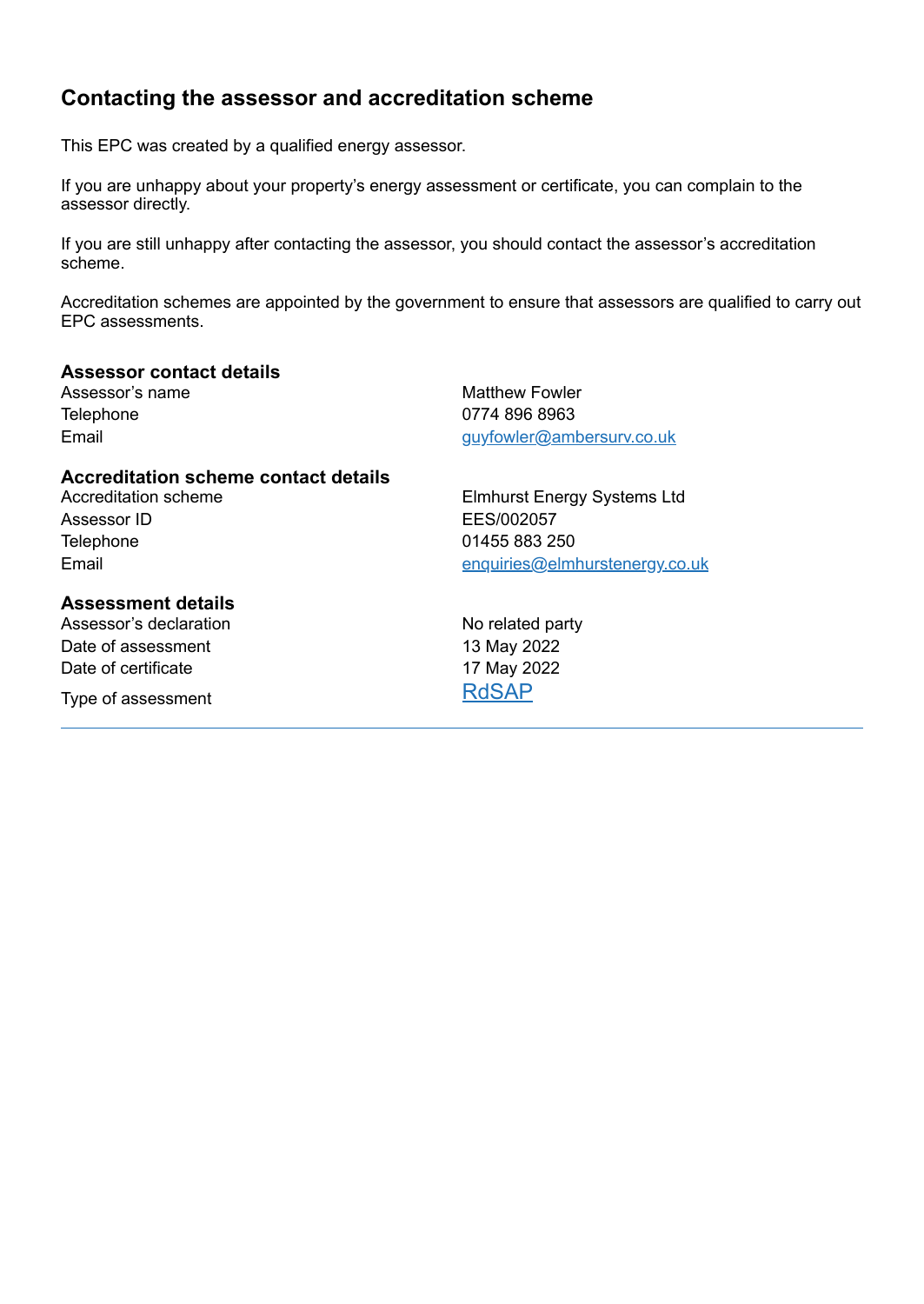## Contacting the assessor and accreditation scheme

This EPC was created by a qualified energy assessor.

If you are unhappy about your property's energy assessment or certificate, you can complain to the assessor directly.

If you are still unhappy after contacting the assessor, you should contact the assessor's accreditation scheme.

Accreditation schemes are appointed by the government to ensure that assessors are qualified to carry out EPC assessments.

### Assessor contact details

| | |
|---|---|
| Assessor's name | Matthew Fowler |
| Telephone | 0774 896 8963 |
| Email | guyfowler@ambersurv.co.uk |

### Accreditation scheme contact details

| | |
|---|---|
| Accreditation scheme | Elmhurst Energy Systems Ltd |
| Assessor ID | EES/002057 |
| Telephone | 01455 883 250 |
| Email | enquiries@elmhurstenergy.co.uk |

### Assessment details

| | |
|---|---|
| Assessor's declaration | No related party |
| Date of assessment | 13 May 2022 |
| Date of certificate | 17 May 2022 |
| Type of assessment | RdSAP |